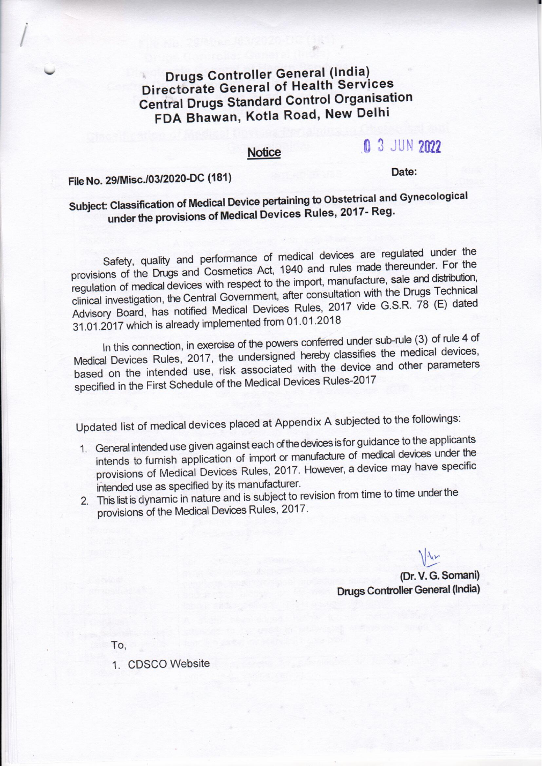# Drugs Controller General (India)
## Directorate General of Health Services
## Central Drugs Standard Control Organisation
## FDA Bhawan, Kotla Road, New Delhi

**Notice**

File No. 29/Misc./03/2020-DC (181)

Date: 03 JUN 2022

**Subject: Classification of Medical Device pertaining to Obstetrical and Gynecological under the provisions of Medical Devices Rules, 2017- Reg.**

Safety, quality and performance of medical devices are regulated under the provisions of the Drugs and Cosmetics Act, 1940 and rules made thereunder. For the regulation of medical devices with respect to the import, manufacture, sale and distribution, clinical investigation, the Central Government, after consultation with the Drugs Technical Advisory Board, has notified Medical Devices Rules, 2017 vide G.S.R. 78 (E) dated 31.01.2017 which is already implemented from 01.01.2018

In this connection, in exercise of the powers conferred under sub-rule (3) of rule 4 of Medical Devices Rules, 2017, the undersigned hereby classifies the medical devices, based on the intended use, risk associated with the device and other parameters specified in the First Schedule of the Medical Devices Rules-2017

Updated list of medical devices placed at Appendix A subjected to the followings:

1. General intended use given against each of the devices is for guidance to the applicants intends to furnish application of import or manufacture of medical devices under the provisions of Medical Devices Rules, 2017. However, a device may have specific intended use as specified by its manufacturer.
2. This list is dynamic in nature and is subject to revision from time to time under the provisions of the Medical Devices Rules, 2017.

(Dr. V. G. Somani)
Drugs Controller General (India)

To,

1. CDSCO Website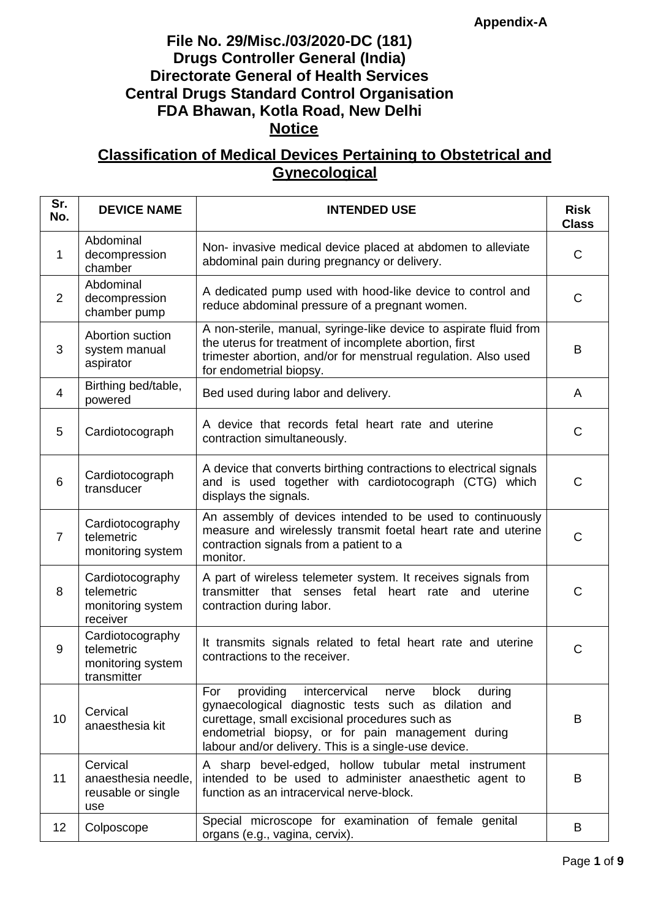**Appendix-A**

# File No. 29/Misc./03/2020-DC (181)
# Drugs Controller General (India)
# Directorate General of Health Services
# Central Drugs Standard Control Organisation
# FDA Bhawan, Kotla Road, New Delhi
# Notice

## Classification of Medical Devices Pertaining to Obstetrical and Gynecological

| Sr. No. | DEVICE NAME | INTENDED USE | Risk Class |
|---|---|---|---|
| 1 | Abdominal decompression chamber | Non- invasive medical device placed at abdomen to alleviate abdominal pain during pregnancy or delivery. | C |
| 2 | Abdominal decompression chamber pump | A dedicated pump used with hood-like device to control and reduce abdominal pressure of a pregnant women. | C |
| 3 | Abortion suction system manual aspirator | A non-sterile, manual, syringe-like device to aspirate fluid from the uterus for treatment of incomplete abortion, first trimester abortion, and/or for menstrual regulation. Also used for endometrial biopsy. | B |
| 4 | Birthing bed/table, powered | Bed used during labor and delivery. | A |
| 5 | Cardiotocograph | A device that records fetal heart rate and uterine contraction simultaneously. | C |
| 6 | Cardiotocograph transducer | A device that converts birthing contractions to electrical signals and is used together with cardiotocograph (CTG) which displays the signals. | C |
| 7 | Cardiotocography telemetric monitoring system | An assembly of devices intended to be used to continuously measure and wirelessly transmit foetal heart rate and uterine contraction signals from a patient to a monitor. | C |
| 8 | Cardiotocography telemetric monitoring system receiver | A part of wireless telemeter system. It receives signals from transmitter that senses fetal heart rate and uterine contraction during labor. | C |
| 9 | Cardiotocography telemetric monitoring system transmitter | It transmits signals related to fetal heart rate and uterine contractions to the receiver. | C |
| 10 | Cervical anaesthesia kit | For providing intercervical nerve block during gynaecological diagnostic tests such as dilation and curettage, small excisional procedures such as endometrial biopsy, or for pain management during labour and/or delivery. This is a single-use device. | B |
| 11 | Cervical anaesthesia needle, reusable or single use | A sharp bevel-edged, hollow tubular metal instrument intended to be used to administer anaesthetic agent to function as an intracervical nerve-block. | B |
| 12 | Colposcope | Special microscope for examination of female genital organs (e.g., vagina, cervix). | B |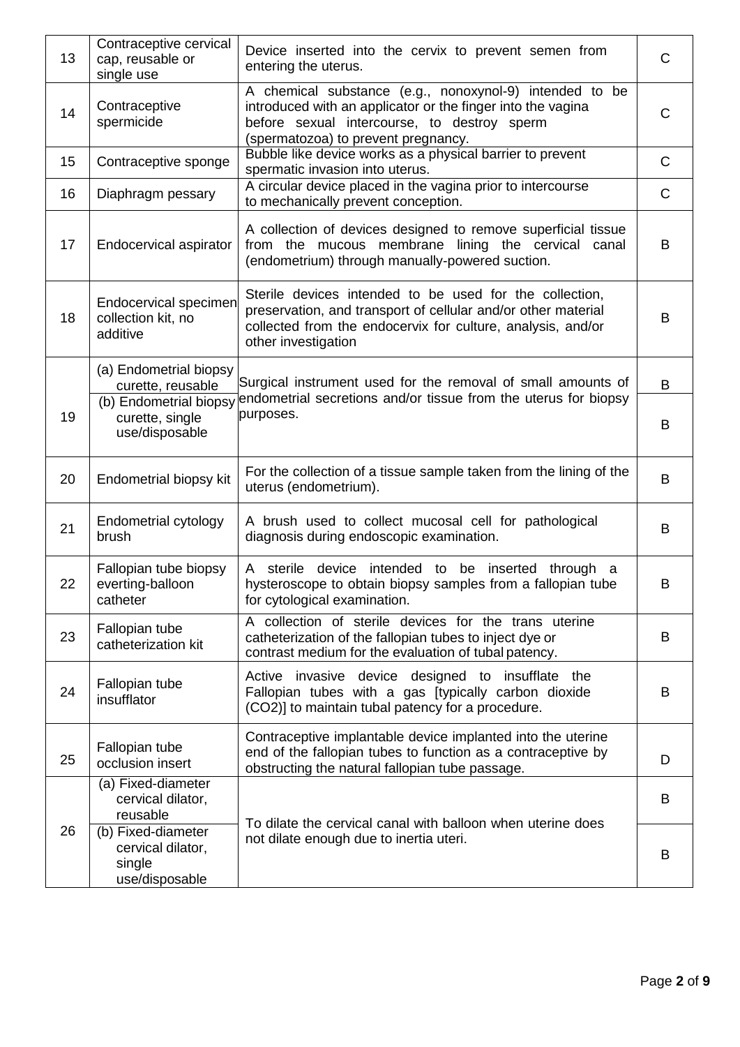| | | | |
|---|---|---|---|
| 13 | Contraceptive cervical cap, reusable or single use | Device inserted into the cervix to prevent semen from entering the uterus. | C |
| 14 | Contraceptive spermicide | A chemical substance (e.g., nonoxynol-9) intended to be introduced with an applicator or the finger into the vagina before sexual intercourse, to destroy sperm (spermatozoa) to prevent pregnancy. | C |
| 15 | Contraceptive sponge | Bubble like device works as a physical barrier to prevent spermatic invasion into uterus. | C |
| 16 | Diaphragm pessary | A circular device placed in the vagina prior to intercourse to mechanically prevent conception. | C |
| 17 | Endocervical aspirator | A collection of devices designed to remove superficial tissue from the mucous membrane lining the cervical canal (endometrium) through manually-powered suction. | B |
| 18 | Endocervical specimen collection kit, no additive | Sterile devices intended to be used for the collection, preservation, and transport of cellular and/or other material collected from the endocervix for culture, analysis, and/or other investigation | B |
| 19 | (a) Endometrial biopsy curette, reusable | Surgical instrument used for the removal of small amounts of endometrial secretions and/or tissue from the uterus for biopsy purposes. | B |
| | (b) Endometrial biopsy curette, single use/disposable | | B |
| 20 | Endometrial biopsy kit | For the collection of a tissue sample taken from the lining of the uterus (endometrium). | B |
| 21 | Endometrial cytology brush | A brush used to collect mucosal cell for pathological diagnosis during endoscopic examination. | B |
| 22 | Fallopian tube biopsy everting-balloon catheter | A sterile device intended to be inserted through a hysteroscope to obtain biopsy samples from a fallopian tube for cytological examination. | B |
| 23 | Fallopian tube catheterization kit | A collection of sterile devices for the trans uterine catheterization of the fallopian tubes to inject dye or contrast medium for the evaluation of tubal patency. | B |
| 24 | Fallopian tube insufflator | Active invasive device designed to insufflate the Fallopian tubes with a gas [typically carbon dioxide ($CO_2$)] to maintain tubal patency for a procedure. | B |
| 25 | Fallopian tube occlusion insert | Contraceptive implantable device implanted into the uterine end of the fallopian tubes to function as a contraceptive by obstructing the natural fallopian tube passage. | D |
| 26 | (a) Fixed-diameter cervical dilator, reusable | To dilate the cervical canal with balloon when uterine does not dilate enough due to inertia uteri. | B |
| | (b) Fixed-diameter cervical dilator, single use/disposable | | B |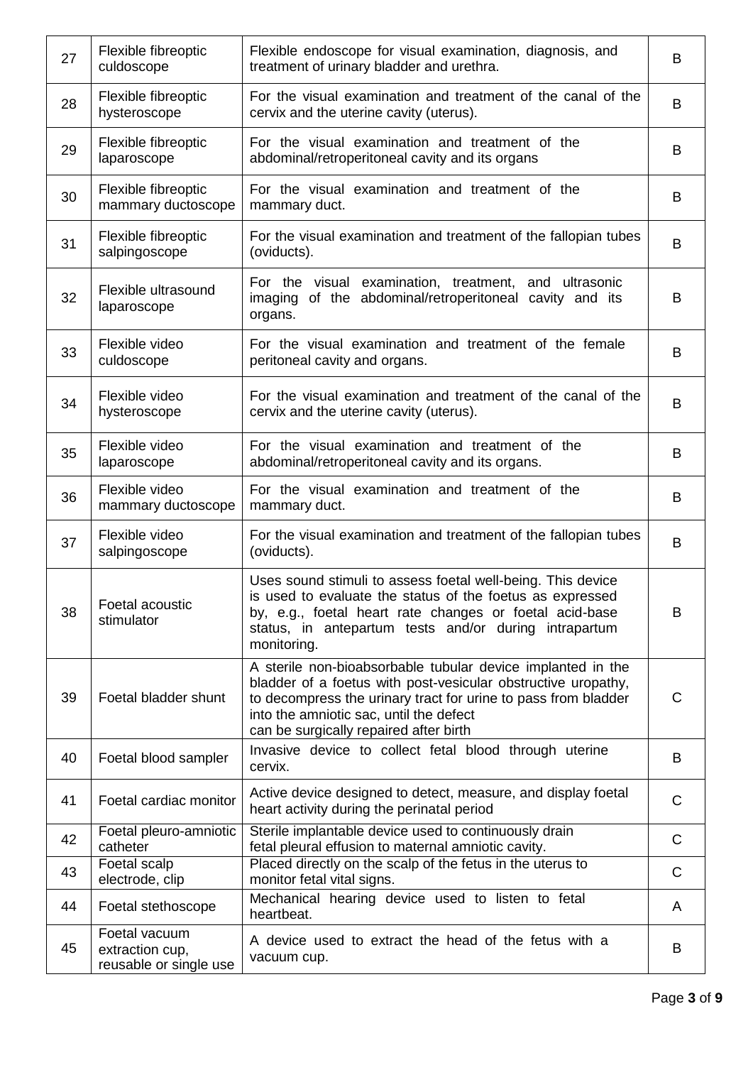| 27 | Flexible fibreoptic culdoscope | Flexible endoscope for visual examination, diagnosis, and treatment of urinary bladder and urethra. | B |
|---|---|---|---|
| 28 | Flexible fibreoptic hysteroscope | For the visual examination and treatment of the canal of the cervix and the uterine cavity (uterus). | B |
| 29 | Flexible fibreoptic laparoscope | For the visual examination and treatment of the abdominal/retroperitoneal cavity and its organs | B |
| 30 | Flexible fibreoptic mammary ductoscope | For the visual examination and treatment of the mammary duct. | B |
| 31 | Flexible fibreoptic salpingoscope | For the visual examination and treatment of the fallopian tubes (oviducts). | B |
| 32 | Flexible ultrasound laparoscope | For the visual examination, treatment, and ultrasonic imaging of the abdominal/retroperitoneal cavity and its organs. | B |
| 33 | Flexible video culdoscope | For the visual examination and treatment of the female peritoneal cavity and organs. | B |
| 34 | Flexible video hysteroscope | For the visual examination and treatment of the canal of the cervix and the uterine cavity (uterus). | B |
| 35 | Flexible video laparoscope | For the visual examination and treatment of the abdominal/retroperitoneal cavity and its organs. | B |
| 36 | Flexible video mammary ductoscope | For the visual examination and treatment of the mammary duct. | B |
| 37 | Flexible video salpingoscope | For the visual examination and treatment of the fallopian tubes (oviducts). | B |
| 38 | Foetal acoustic stimulator | Uses sound stimuli to assess foetal well-being. This device is used to evaluate the status of the foetus as expressed by, e.g., foetal heart rate changes or foetal acid-base status, in antepartum tests and/or during intrapartum monitoring. | B |
| 39 | Foetal bladder shunt | A sterile non-bioabsorbable tubular device implanted in the bladder of a foetus with post-vesicular obstructive uropathy, to decompress the urinary tract for urine to pass from bladder into the amniotic sac, until the defect can be surgically repaired after birth | C |
| 40 | Foetal blood sampler | Invasive device to collect fetal blood through uterine cervix. | B |
| 41 | Foetal cardiac monitor | Active device designed to detect, measure, and display foetal heart activity during the perinatal period | C |
| 42 | Foetal pleuro-amniotic catheter | Sterile implantable device used to continuously drain fetal pleural effusion to maternal amniotic cavity. | C |
| 43 | Foetal scalp electrode, clip | Placed directly on the scalp of the fetus in the uterus to monitor fetal vital signs. | C |
| 44 | Foetal stethoscope | Mechanical hearing device used to listen to fetal heartbeat. | A |
| 45 | Foetal vacuum extraction cup, reusable or single use | A device used to extract the head of the fetus with a vacuum cup. | B |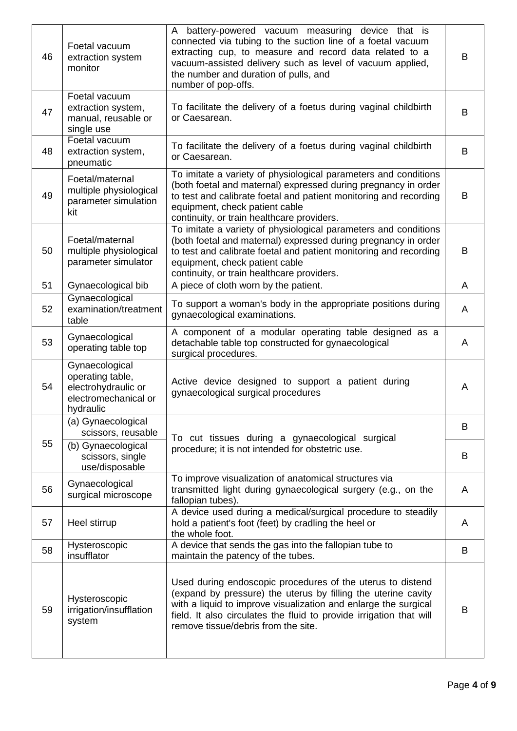| 46 | Foetal vacuum extraction system monitor | A battery-powered vacuum measuring device that is connected via tubing to the suction line of a foetal vacuum extracting cup, to measure and record data related to a vacuum-assisted delivery such as level of vacuum applied, the number and duration of pulls, and number of pop-offs. | B |
|---|---|---|---|
| 47 | Foetal vacuum extraction system, manual, reusable or single use | To facilitate the delivery of a foetus during vaginal childbirth or Caesarean. | B |
| 48 | Foetal vacuum extraction system, pneumatic | To facilitate the delivery of a foetus during vaginal childbirth or Caesarean. | B |
| 49 | Foetal/maternal multiple physiological parameter simulation kit | To imitate a variety of physiological parameters and conditions (both foetal and maternal) expressed during pregnancy in order to test and calibrate foetal and patient monitoring and recording equipment, check patient cable continuity, or train healthcare providers. | B |
| 50 | Foetal/maternal multiple physiological parameter simulator | To imitate a variety of physiological parameters and conditions (both foetal and maternal) expressed during pregnancy in order to test and calibrate foetal and patient monitoring and recording equipment, check patient cable continuity, or train healthcare providers. | B |
| 51 | Gynaecological bib | A piece of cloth worn by the patient. | A |
| 52 | Gynaecological examination/treatment table | To support a woman's body in the appropriate positions during gynaecological examinations. | A |
| 53 | Gynaecological operating table top | A component of a modular operating table designed as a detachable table top constructed for gynaecological surgical procedures. | A |
| 54 | Gynaecological operating table, electrohydraulic or electromechanical or hydraulic | Active device designed to support a patient during gynaecological surgical procedures | A |
| 55 | (a) Gynaecological scissors, reusable | To cut tissues during a gynaecological surgical procedure; it is not intended for obstetric use. | B |
| | (b) Gynaecological scissors, single use/disposable | | B |
| 56 | Gynaecological surgical microscope | To improve visualization of anatomical structures via transmitted light during gynaecological surgery (e.g., on the fallopian tubes). | A |
| 57 | Heel stirrup | A device used during a medical/surgical procedure to steadily hold a patient's foot (feet) by cradling the heel or the whole foot. | A |
| 58 | Hysteroscopic insufflator | A device that sends the gas into the fallopian tube to maintain the patency of the tubes. | B |
| 59 | Hysteroscopic irrigation/insufflation system | Used during endoscopic procedures of the uterus to distend (expand by pressure) the uterus by filling the uterine cavity with a liquid to improve visualization and enlarge the surgical field. It also circulates the fluid to provide irrigation that will remove tissue/debris from the site. | B |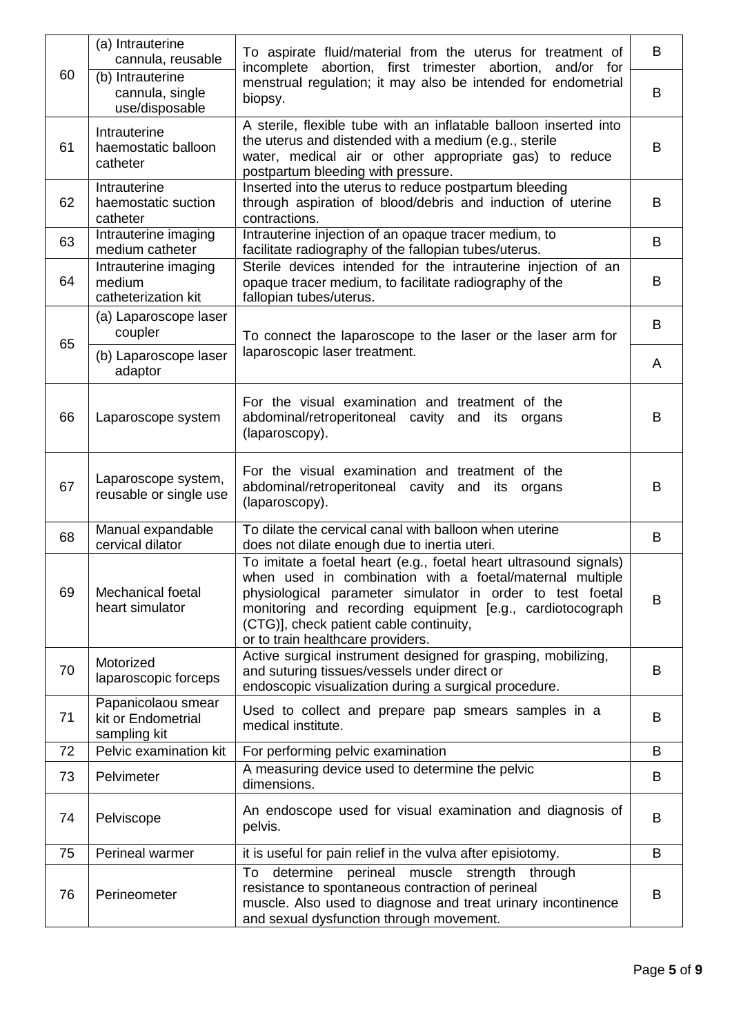| | | | |
|---|---|---|---|
| 60 | (a) Intrauterine cannula, reusable | To aspirate fluid/material from the uterus for treatment of incomplete abortion, first trimester abortion, and/or for menstrual regulation; it may also be intended for endometrial biopsy. | B |
| | (b) Intrauterine cannula, single use/disposable | | B |
| 61 | Intrauterine haemostatic balloon catheter | A sterile, flexible tube with an inflatable balloon inserted into the uterus and distended with a medium (e.g., sterile water, medical air or other appropriate gas) to reduce postpartum bleeding with pressure. | B |
| 62 | Intrauterine haemostatic suction catheter | Inserted into the uterus to reduce postpartum bleeding through aspiration of blood/debris and induction of uterine contractions. | B |
| 63 | Intrauterine imaging medium catheter | Intrauterine injection of an opaque tracer medium, to facilitate radiography of the fallopian tubes/uterus. | B |
| 64 | Intrauterine imaging medium catheterization kit | Sterile devices intended for the intrauterine injection of an opaque tracer medium, to facilitate radiography of the fallopian tubes/uterus. | B |
| 65 | (a) Laparoscope laser coupler | To connect the laparoscope to the laser or the laser arm for laparoscopic laser treatment. | B |
| | (b) Laparoscope laser adaptor | | A |
| 66 | Laparoscope system | For the visual examination and treatment of the abdominal/retroperitoneal cavity and its organs (laparoscopy). | B |
| 67 | Laparoscope system, reusable or single use | For the visual examination and treatment of the abdominal/retroperitoneal cavity and its organs (laparoscopy). | B |
| 68 | Manual expandable cervical dilator | To dilate the cervical canal with balloon when uterine does not dilate enough due to inertia uteri. | B |
| 69 | Mechanical foetal heart simulator | To imitate a foetal heart (e.g., foetal heart ultrasound signals) when used in combination with a foetal/maternal multiple physiological parameter simulator in order to test foetal monitoring and recording equipment [e.g., cardiotocograph (CTG)], check patient cable continuity, or to train healthcare providers. | B |
| 70 | Motorized laparoscopic forceps | Active surgical instrument designed for grasping, mobilizing, and suturing tissues/vessels under direct or endoscopic visualization during a surgical procedure. | B |
| 71 | Papanicolaou smear kit or Endometrial sampling kit | Used to collect and prepare pap smears samples in a medical institute. | B |
| 72 | Pelvic examination kit | For performing pelvic examination | B |
| 73 | Pelvimeter | A measuring device used to determine the pelvic dimensions. | B |
| 74 | Pelviscope | An endoscope used for visual examination and diagnosis of pelvis. | B |
| 75 | Perineal warmer | it is useful for pain relief in the vulva after episiotomy. | B |
| 76 | Perineometer | To determine perineal muscle strength through resistance to spontaneous contraction of perineal muscle. Also used to diagnose and treat urinary incontinence and sexual dysfunction through movement. | B |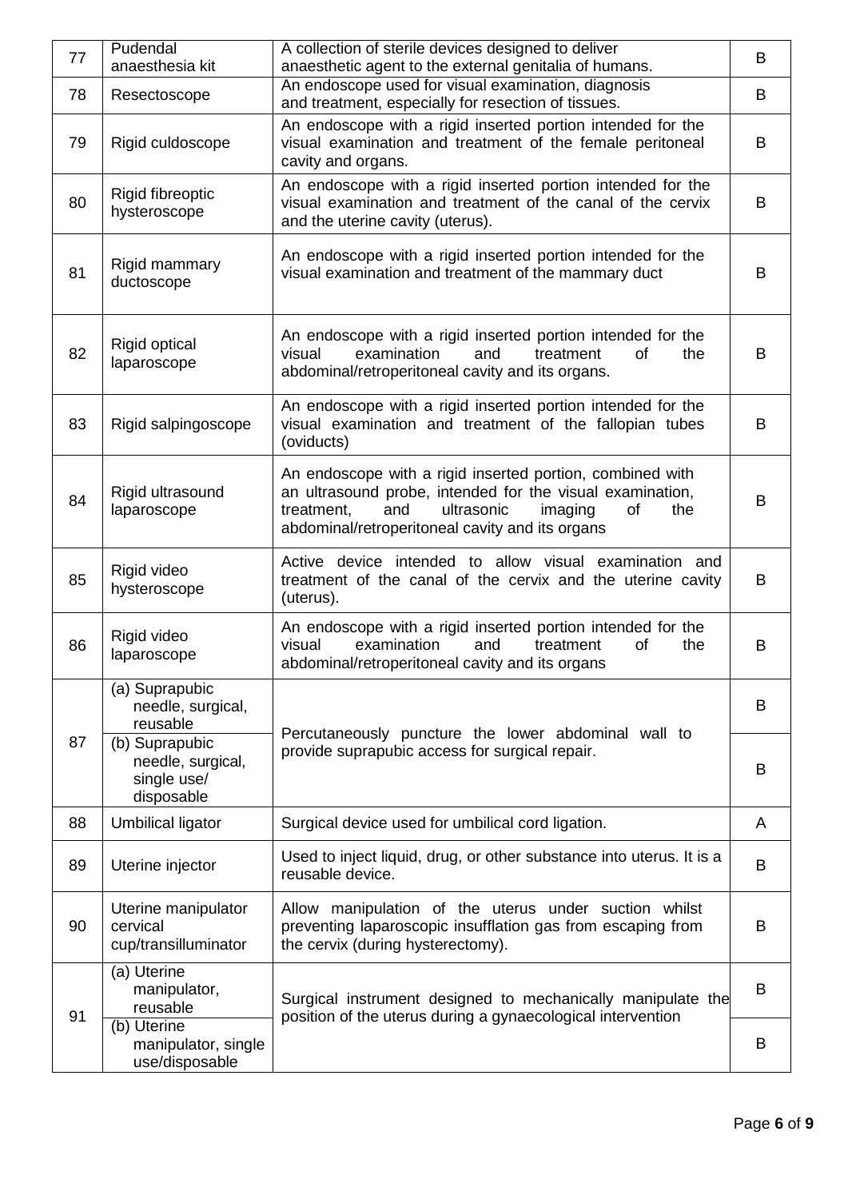| | | | |
|---|---|---|---|
| 77 | Pudendal anaesthesia kit | A collection of sterile devices designed to deliver anaesthetic agent to the external genitalia of humans. | B |
| 78 | Resectoscope | An endoscope used for visual examination, diagnosis and treatment, especially for resection of tissues. | B |
| 79 | Rigid culdoscope | An endoscope with a rigid inserted portion intended for the visual examination and treatment of the female peritoneal cavity and organs. | B |
| 80 | Rigid fibreoptic hysteroscope | An endoscope with a rigid inserted portion intended for the visual examination and treatment of the canal of the cervix and the uterine cavity (uterus). | B |
| 81 | Rigid mammary ductoscope | An endoscope with a rigid inserted portion intended for the visual examination and treatment of the mammary duct | B |
| 82 | Rigid optical laparoscope | An endoscope with a rigid inserted portion intended for the visual examination and treatment of the abdominal/retroperitoneal cavity and its organs. | B |
| 83 | Rigid salpingoscope | An endoscope with a rigid inserted portion intended for the visual examination and treatment of the fallopian tubes (oviducts) | B |
| 84 | Rigid ultrasound laparoscope | An endoscope with a rigid inserted portion, combined with an ultrasound probe, intended for the visual examination, treatment, and ultrasonic imaging of the abdominal/retroperitoneal cavity and its organs | B |
| 85 | Rigid video hysteroscope | Active device intended to allow visual examination and treatment of the canal of the cervix and the uterine cavity (uterus). | B |
| 86 | Rigid video laparoscope | An endoscope with a rigid inserted portion intended for the visual examination and treatment of the abdominal/retroperitoneal cavity and its organs | B |
| 87 | (a) Suprapubic needle, surgical, reusable | Percutaneously puncture the lower abdominal wall to provide suprapubic access for surgical repair. | B |
| | (b) Suprapubic needle, surgical, single use/ disposable | | B |
| 88 | Umbilical ligator | Surgical device used for umbilical cord ligation. | A |
| 89 | Uterine injector | Used to inject liquid, drug, or other substance into uterus. It is a reusable device. | B |
| 90 | Uterine manipulator cervical cup/transilluminator | Allow manipulation of the uterus under suction whilst preventing laparoscopic insufflation gas from escaping from the cervix (during hysterectomy). | B |
| 91 | (a) Uterine manipulator, reusable | Surgical instrument designed to mechanically manipulate the position of the uterus during a gynaecological intervention | B |
| | (b) Uterine manipulator, single use/disposable | | B |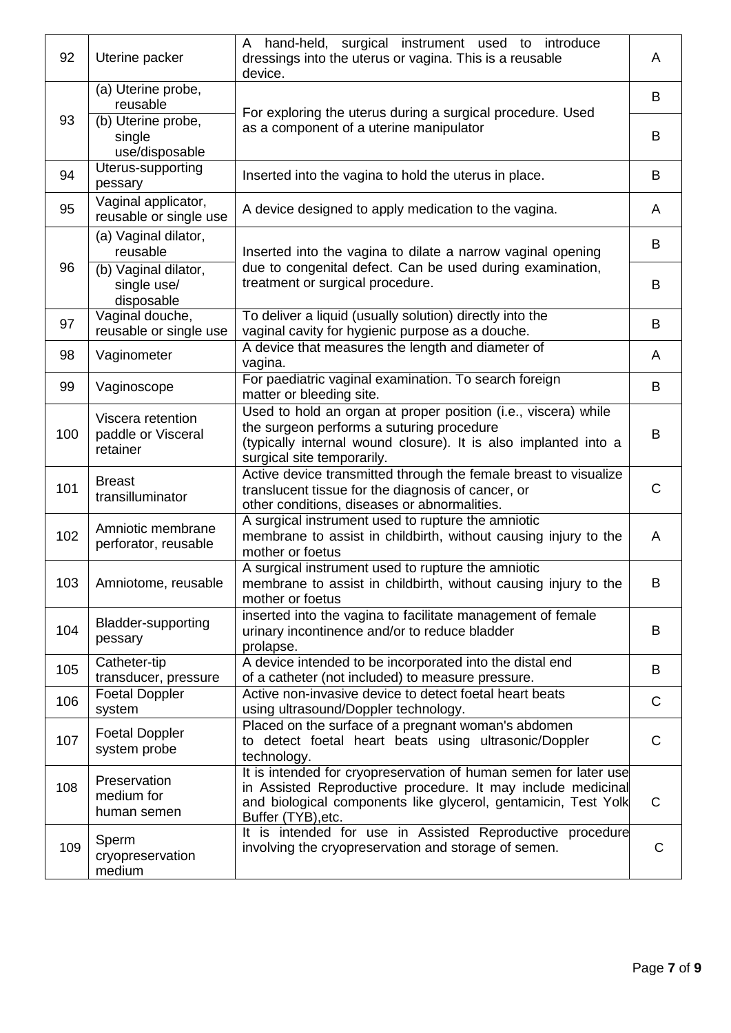| | | | |
|---|---|---|---|
| 92 | Uterine packer | A hand-held, surgical instrument used to introduce dressings into the uterus or vagina. This is a reusable device. | A |
| 93 | (a) Uterine probe, reusable | For exploring the uterus during a surgical procedure. Used as a component of a uterine manipulator | B |
| | (b) Uterine probe, single use/disposable | | B |
| 94 | Uterus-supporting pessary | Inserted into the vagina to hold the uterus in place. | B |
| 95 | Vaginal applicator, reusable or single use | A device designed to apply medication to the vagina. | A |
| 96 | (a) Vaginal dilator, reusable | Inserted into the vagina to dilate a narrow vaginal opening due to congenital defect. Can be used during examination, treatment or surgical procedure. | B |
| | (b) Vaginal dilator, single use/ disposable | | B |
| 97 | Vaginal douche, reusable or single use | To deliver a liquid (usually solution) directly into the vaginal cavity for hygienic purpose as a douche. | B |
| 98 | Vaginometer | A device that measures the length and diameter of vagina. | A |
| 99 | Vaginoscope | For paediatric vaginal examination. To search foreign matter or bleeding site. | B |
| 100 | Viscera retention paddle or Visceral retainer | Used to hold an organ at proper position (i.e., viscera) while the surgeon performs a suturing procedure (typically internal wound closure). It is also implanted into a surgical site temporarily. | B |
| 101 | Breast transilluminator | Active device transmitted through the female breast to visualize translucent tissue for the diagnosis of cancer, or other conditions, diseases or abnormalities. | C |
| 102 | Amniotic membrane perforator, reusable | A surgical instrument used to rupture the amniotic membrane to assist in childbirth, without causing injury to the mother or foetus | A |
| 103 | Amniotome, reusable | A surgical instrument used to rupture the amniotic membrane to assist in childbirth, without causing injury to the mother or foetus | B |
| 104 | Bladder-supporting pessary | inserted into the vagina to facilitate management of female urinary incontinence and/or to reduce bladder prolapse. | B |
| 105 | Catheter-tip transducer, pressure | A device intended to be incorporated into the distal end of a catheter (not included) to measure pressure. | B |
| 106 | Foetal Doppler system | Active non-invasive device to detect foetal heart beats using ultrasound/Doppler technology. | C |
| 107 | Foetal Doppler system probe | Placed on the surface of a pregnant woman's abdomen to detect foetal heart beats using ultrasonic/Doppler technology. | C |
| 108 | Preservation medium for human semen | It is intended for cryopreservation of human semen for later use in Assisted Reproductive procedure. It may include medicinal and biological components like glycerol, gentamicin, Test Yolk Buffer (TYB),etc. | C |
| 109 | Sperm cryopreservation medium | It is intended for use in Assisted Reproductive procedure involving the cryopreservation and storage of semen. | C |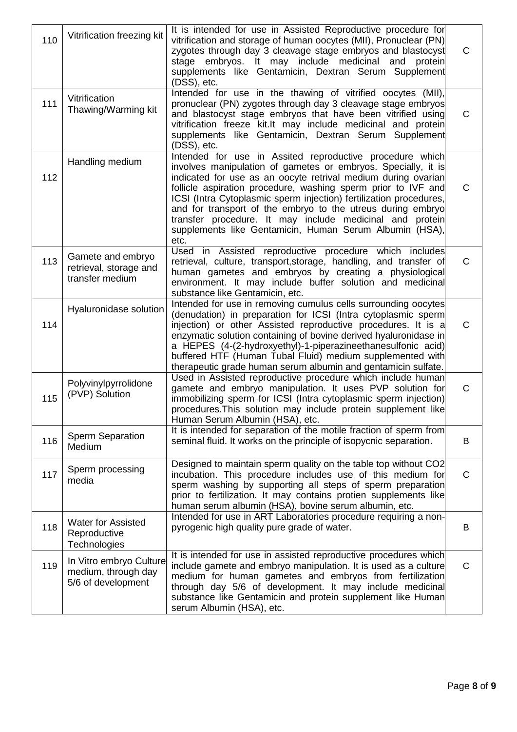| 110 | Vitrification freezing kit | It is intended for use in Assisted Reproductive procedure for vitrification and storage of human oocytes (MII), Pronuclear (PN) zygotes through day 3 cleavage stage embryos and blastocyst stage embryos. It may include medicinal and protein supplements like Gentamicin, Dextran Serum Supplement (DSS), etc. | C |
|---|---|---|---|
| 111 | Vitrification Thawing/Warming kit | Intended for use in the thawing of vitrified oocytes (MII), pronuclear (PN) zygotes through day 3 cleavage stage embryos and blastocyst stage embryos that have been vitrified using vitrification freeze kit.It may include medicinal and protein supplements like Gentamicin, Dextran Serum Supplement (DSS), etc. | C |
| 112 | Handling medium | Intended for use in Assited reproductive procedure which involves manipulation of gametes or embryos. Specially, it is indicated for use as an oocyte retrival medium during ovarian follicle aspiration procedure, washing sperm prior to IVF and ICSI (Intra Cytoplasmic sperm injection) fertilization procedures, and for transport of the embryo to the utreus during embryo transfer procedure. It may include medicinal and protein supplements like Gentamicin, Human Serum Albumin (HSA), etc. | C |
| 113 | Gamete and embryo retrieval, storage and transfer medium | Used in Assisted reproductive procedure which includes retrieval, culture, transport,storage, handling, and transfer of human gametes and embryos by creating a physiological environment. It may include buffer solution and medicinal substance like Gentamicin, etc. | C |
| 114 | Hyaluronidase solution | Intended for use in removing cumulus cells surrounding oocytes (denudation) in preparation for ICSI (Intra cytoplasmic sperm injection) or other Assisted reproductive procedures. It is a enzymatic solution containing of bovine derived hyaluronidase in a HEPES (4-(2-hydroxyethyl)-1-piperazineethanesulfonic acid) buffered HTF (Human Tubal Fluid) medium supplemented with therapeutic grade human serum albumin and gentamicin sulfate. | C |
| 115 | Polyvinylpyrrolidone (PVP) Solution | Used in Assisted reproductive procedure which include human gamete and embryo manipulation. It uses PVP solution for immobilizing sperm for ICSI (Intra cytoplasmic sperm injection) procedures.This solution may include protein supplement like Human Serum Albumin (HSA), etc. | C |
| 116 | Sperm Separation Medium | It is intended for separation of the motile fraction of sperm from seminal fluid. It works on the principle of isopycnic separation. | B |
| 117 | Sperm processing media | Designed to maintain sperm quality on the table top without CO2 incubation. This procedure includes use of this medium for sperm washing by supporting all steps of sperm preparation prior to fertilization. It may contains protien supplements like human serum albumin (HSA), bovine serum albumin, etc. | C |
| 118 | Water for Assisted Reproductive Technologies | Intended for use in ART Laboratories procedure requiring a non-pyrogenic high quality pure grade of water. | B |
| 119 | In Vitro embryo Culture medium, through day 5/6 of development | It is intended for use in assisted reproductive procedures which include gamete and embryo manipulation. It is used as a culture medium for human gametes and embryos from fertilization through day 5/6 of development. It may include medicinal substance like Gentamicin and protein supplement like Human serum Albumin (HSA), etc. | C |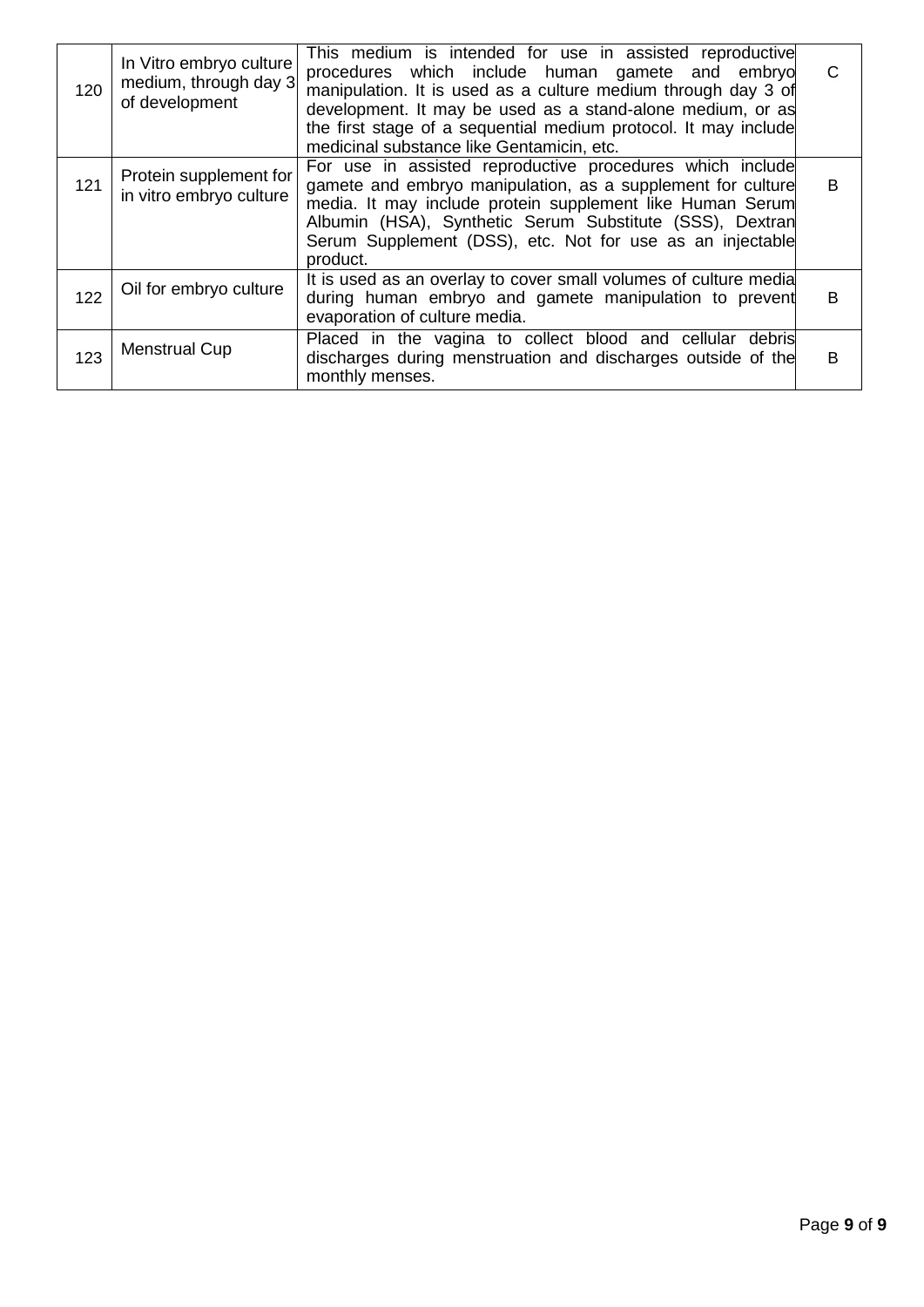| | | | |
|---|---|---|---|
| 120 | In Vitro embryo culture medium, through day 3 of development | This medium is intended for use in assisted reproductive procedures which include human gamete and embryo manipulation. It is used as a culture medium through day 3 of development. It may be used as a stand-alone medium, or as the first stage of a sequential medium protocol. It may include medicinal substance like Gentamicin, etc. | C |
| 121 | Protein supplement for in vitro embryo culture | For use in assisted reproductive procedures which include gamete and embryo manipulation, as a supplement for culture media. It may include protein supplement like Human Serum Albumin (HSA), Synthetic Serum Substitute (SSS), Dextran Serum Supplement (DSS), etc. Not for use as an injectable product. | B |
| 122 | Oil for embryo culture | It is used as an overlay to cover small volumes of culture media during human embryo and gamete manipulation to prevent evaporation of culture media. | B |
| 123 | Menstrual Cup | Placed in the vagina to collect blood and cellular debris discharges during menstruation and discharges outside of the monthly menses. | B |